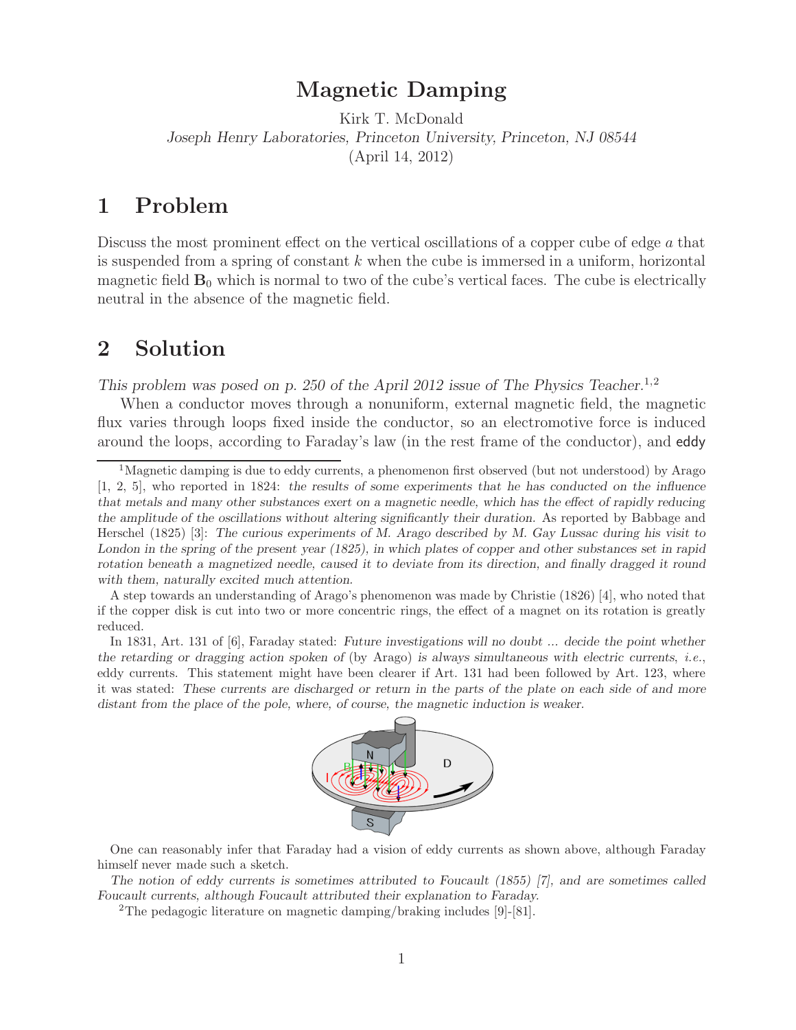# Magnetic Damping

Kirk T. McDonald
*Joseph Henry Laboratories, Princeton University, Princeton, NJ 08544*
(April 14, 2012)

## 1 Problem

Discuss the most prominent effect on the vertical oscillations of a copper cube of edge $a$ that is suspended from a spring of constant $k$ when the cube is immersed in a uniform, horizontal magnetic field $\mathbf{B}_0$ which is normal to two of the cube's vertical faces. The cube is electrically neutral in the absence of the magnetic field.

## 2 Solution

*This problem was posed on p. 250 of the April 2012 issue of The Physics Teacher.*[1,2]

When a conductor moves through a nonuniform, external magnetic field, the magnetic flux varies through loops fixed inside the conductor, so an electromotive force is induced around the loops, according to Faraday's law (in the rest frame of the conductor), and eddy

---

[1]Magnetic damping is due to eddy currents, a phenomenon first observed (but not understood) by Arago [1, 2, 5], who reported in 1824: *the results of some experiments that he has conducted on the influence that metals and many other substances exert on a magnetic needle, which has the effect of rapidly reducing the amplitude of the oscillations without altering significantly their duration.* As reported by Babbage and Herschel (1825) [3]: *The curious experiments of M. Arago described by M. Gay Lussac during his visit to London in the spring of the present year (1825), in which plates of copper and other substances set in rapid rotation beneath a magnetized needle, caused it to deviate from its direction, and finally dragged it round with them, naturally excited much attention.*

A step towards an understanding of Arago's phenomenon was made by Christie (1826) [4], who noted that if the copper disk is cut into two or more concentric rings, the effect of a magnet on its rotation is greatly reduced.

In 1831, Art. 131 of [6], Faraday stated: *Future investigations will no doubt ... decide the point whether the retarding or dragging action spoken of* (by Arago) *is always simultaneous with electric currents, i.e.,* eddy currents. This statement might have been clearer if Art. 131 had been followed by Art. 123, where it was stated: *These currents are discharged or return in the parts of the plate on each side of and more distant from the place of the pole, where, of course, the magnetic induction is weaker.*

One can reasonably infer that Faraday had a vision of eddy currents as shown above, although Faraday himself never made such a sketch.

*The notion of eddy currents is sometimes attributed to Foucault (1855) [7], and are sometimes called Foucault currents, although Foucault attributed their explanation to Faraday.*

[2]The pedagogic literature on magnetic damping/braking includes [9]-[81].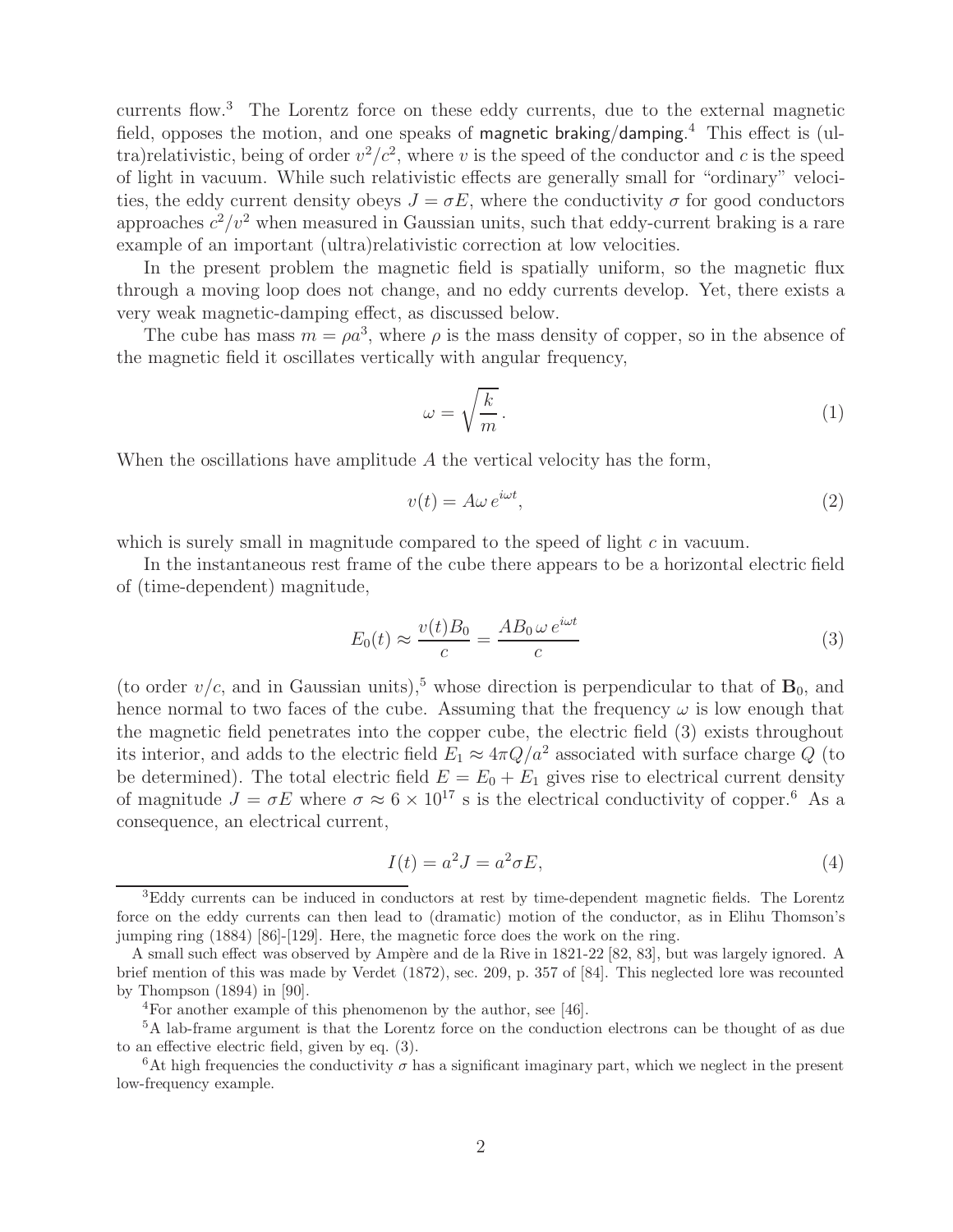currents flow.[3] The Lorentz force on these eddy currents, due to the external magnetic field, opposes the motion, and one speaks of magnetic braking/damping.[4] This effect is (ultra)relativistic, being of order $v^2/c^2$, where $v$ is the speed of the conductor and $c$ is the speed of light in vacuum. While such relativistic effects are generally small for "ordinary" velocities, the eddy current density obeys $J = \sigma E$, where the conductivity $\sigma$ for good conductors approaches $c^2/v^2$ when measured in Gaussian units, such that eddy-current braking is a rare example of an important (ultra)relativistic correction at low velocities.

In the present problem the magnetic field is spatially uniform, so the magnetic flux through a moving loop does not change, and no eddy currents develop. Yet, there exists a very weak magnetic-damping effect, as discussed below.

The cube has mass $m = \rho a^3$, where $\rho$ is the mass density of copper, so in the absence of the magnetic field it oscillates vertically with angular frequency,

$$\omega = \sqrt{\frac{k}{m}}\,. \tag{1}$$

When the oscillations have amplitude $A$ the vertical velocity has the form,

$$v(t) = A\omega\, e^{i\omega t}, \tag{2}$$

which is surely small in magnitude compared to the speed of light $c$ in vacuum.

In the instantaneous rest frame of the cube there appears to be a horizontal electric field of (time-dependent) magnitude,

$$E_0(t) \approx \frac{v(t)B_0}{c} = \frac{AB_0\,\omega\, e^{i\omega t}}{c} \tag{3}$$

(to order $v/c$, and in Gaussian units),[5] whose direction is perpendicular to that of $\mathbf{B}_0$, and hence normal to two faces of the cube. Assuming that the frequency $\omega$ is low enough that the magnetic field penetrates into the copper cube, the electric field (3) exists throughout its interior, and adds to the electric field $E_1 \approx 4\pi Q/a^2$ associated with surface charge $Q$ (to be determined). The total electric field $E = E_0 + E_1$ gives rise to electrical current density of magnitude $J = \sigma E$ where $\sigma \approx 6 \times 10^{17}$ s is the electrical conductivity of copper.[6] As a consequence, an electrical current,

$$I(t) = a^2 J = a^2 \sigma E, \tag{4}$$

---

[3] Eddy currents can be induced in conductors at rest by time-dependent magnetic fields. The Lorentz force on the eddy currents can then lead to (dramatic) motion of the conductor, as in Elihu Thomson's jumping ring (1884) [86]-[129]. Here, the magnetic force does the work on the ring.

A small such effect was observed by Ampère and de la Rive in 1821-22 [82, 83], but was largely ignored. A brief mention of this was made by Verdet (1872), sec. 209, p. 357 of [84]. This neglected lore was recounted by Thompson (1894) in [90].

[4] For another example of this phenomenon by the author, see [46].

[5] A lab-frame argument is that the Lorentz force on the conduction electrons can be thought of as due to an effective electric field, given by eq. (3).

[6] At high frequencies the conductivity $\sigma$ has a significant imaginary part, which we neglect in the present low-frequency example.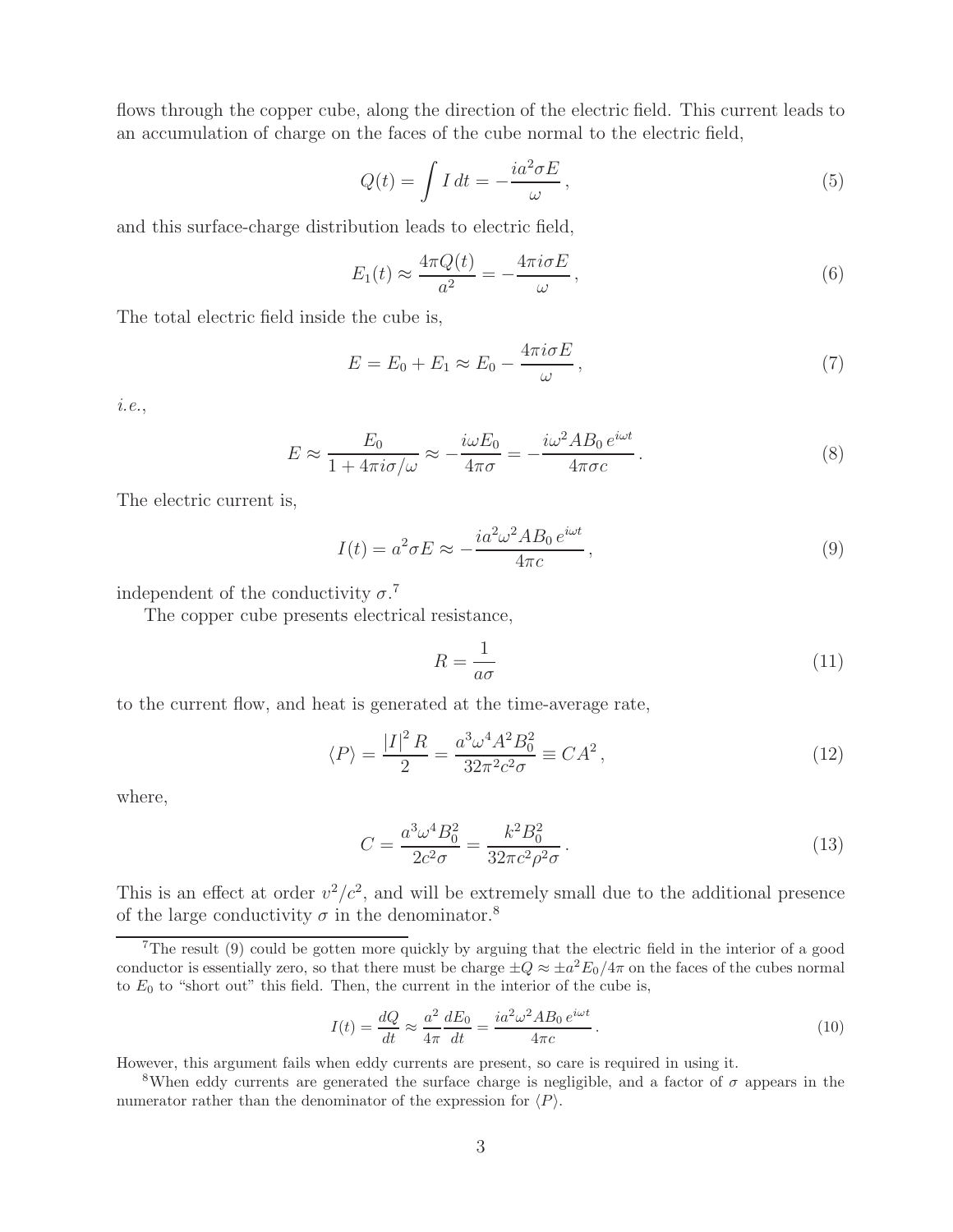flows through the copper cube, along the direction of the electric field. This current leads to an accumulation of charge on the faces of the cube normal to the electric field,

$$Q(t) = \int I\, dt = -\frac{ia^2 \sigma E}{\omega}, \tag{5}$$

and this surface-charge distribution leads to electric field,

$$E_1(t) \approx \frac{4\pi Q(t)}{a^2} = -\frac{4\pi i \sigma E}{\omega}, \tag{6}$$

The total electric field inside the cube is,

$$E = E_0 + E_1 \approx E_0 - \frac{4\pi i \sigma E}{\omega}, \tag{7}$$

*i.e.*,

$$E \approx \frac{E_0}{1 + 4\pi i \sigma/\omega} \approx -\frac{i\omega E_0}{4\pi\sigma} = -\frac{i\omega^2 A B_0\, e^{i\omega t}}{4\pi\sigma c}. \tag{8}$$

The electric current is,

$$I(t) = a^2 \sigma E \approx -\frac{i a^2 \omega^2 A B_0\, e^{i\omega t}}{4\pi c}, \tag{9}$$

independent of the conductivity $\sigma$.[7]

The copper cube presents electrical resistance,

$$R = \frac{1}{a\sigma} \tag{11}$$

to the current flow, and heat is generated at the time-average rate,

$$\langle P \rangle = \frac{|I|^2 R}{2} = \frac{a^3 \omega^4 A^2 B_0^2}{32\pi^2 c^2 \sigma} \equiv C A^2, \tag{12}$$

where,

$$C = \frac{a^3 \omega^4 B_0^2}{2c^2 \sigma} = \frac{k^2 B_0^2}{32\pi c^2 \rho^2 \sigma}. \tag{13}$$

This is an effect at order $v^2/c^2$, and will be extremely small due to the additional presence of the large conductivity $\sigma$ in the denominator.[8]

---

[7] The result (9) could be gotten more quickly by arguing that the electric field in the interior of a good conductor is essentially zero, so that there must be charge $\pm Q \approx \pm a^2 E_0/4\pi$ on the faces of the cubes normal to $E_0$ to "short out" this field. Then, the current in the interior of the cube is,

$$I(t) = \frac{dQ}{dt} \approx \frac{a^2}{4\pi}\frac{dE_0}{dt} = \frac{i a^2 \omega^2 A B_0\, e^{i\omega t}}{4\pi c}. \tag{10}$$

However, this argument fails when eddy currents are present, so care is required in using it.

[8] When eddy currents are generated the surface charge is negligible, and a factor of $\sigma$ appears in the numerator rather than the denominator of the expression for $\langle P \rangle$.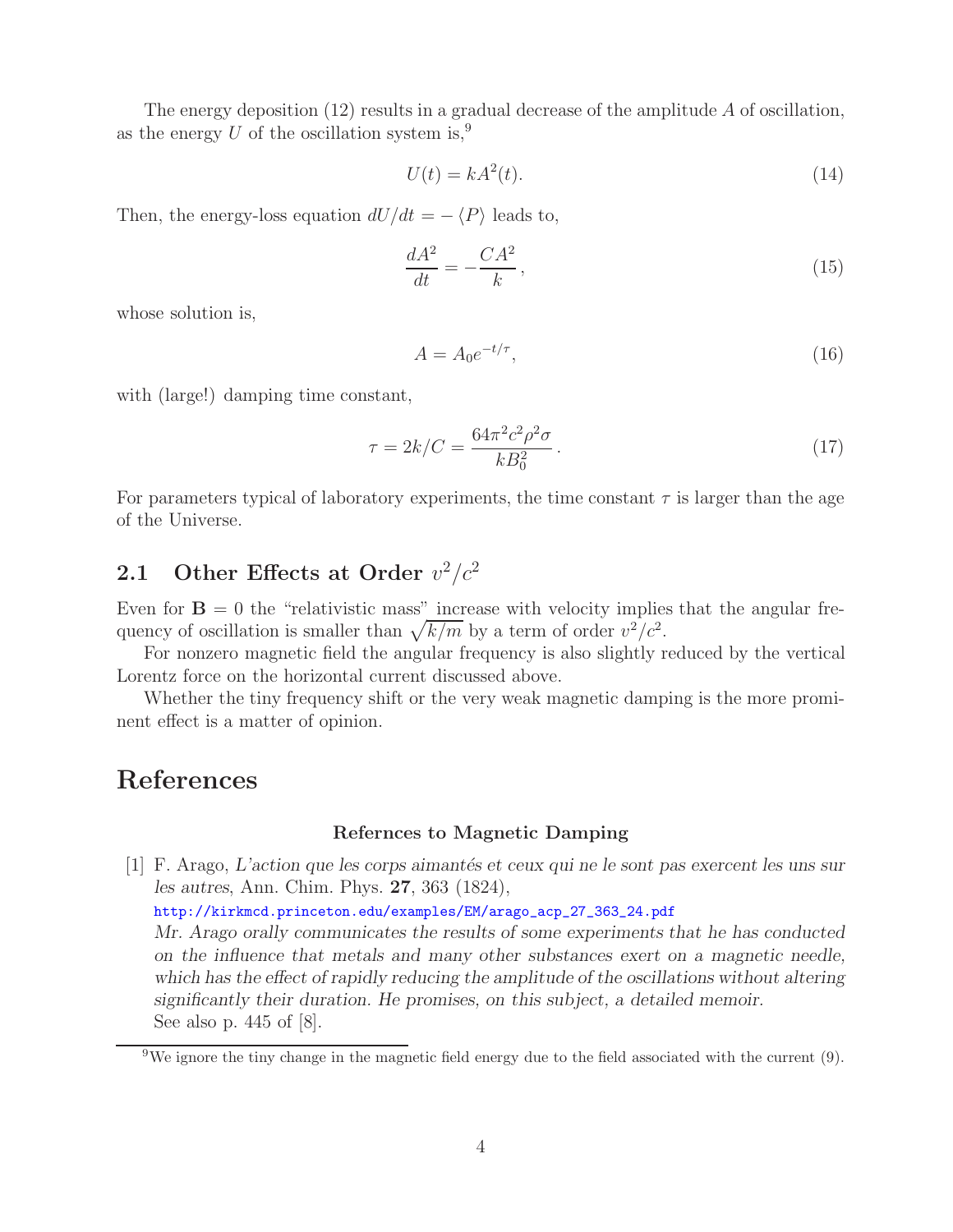The energy deposition (12) results in a gradual decrease of the amplitude $A$ of oscillation, as the energy $U$ of the oscillation system is,[9]

$$U(t) = kA^2(t). \tag{14}$$

Then, the energy-loss equation $dU/dt = -\langle P \rangle$ leads to,

$$\frac{dA^2}{dt} = -\frac{CA^2}{k}, \tag{15}$$

whose solution is,

$$A = A_0 e^{-t/\tau}, \tag{16}$$

with (large!) damping time constant,

$$\tau = 2k/C = \frac{64\pi^2 c^2 \rho^2 \sigma}{k B_0^2}. \tag{17}$$

For parameters typical of laboratory experiments, the time constant $\tau$ is larger than the age of the Universe.

## 2.1 Other Effects at Order $v^2/c^2$

Even for $\mathbf{B} = 0$ the "relativistic mass" increase with velocity implies that the angular frequency of oscillation is smaller than $\sqrt{k/m}$ by a term of order $v^2/c^2$.

For nonzero magnetic field the angular frequency is also slightly reduced by the vertical Lorentz force on the horizontal current discussed above.

Whether the tiny frequency shift or the very weak magnetic damping is the more prominent effect is a matter of opinion.

# References

### Refernces to Magnetic Damping

[1] F. Arago, *L'action que les corps aimantés et ceux qui ne le sont pas exercent les uns sur les autres*, Ann. Chim. Phys. **27**, 363 (1824),
http://kirkmcd.princeton.edu/examples/EM/arago_acp_27_363_24.pdf
*Mr. Arago orally communicates the results of some experiments that he has conducted on the influence that metals and many other substances exert on a magnetic needle, which has the effect of rapidly reducing the amplitude of the oscillations without altering significantly their duration. He promises, on this subject, a detailed memoir.*
See also p. 445 of [8].

---

[9] We ignore the tiny change in the magnetic field energy due to the field associated with the current (9).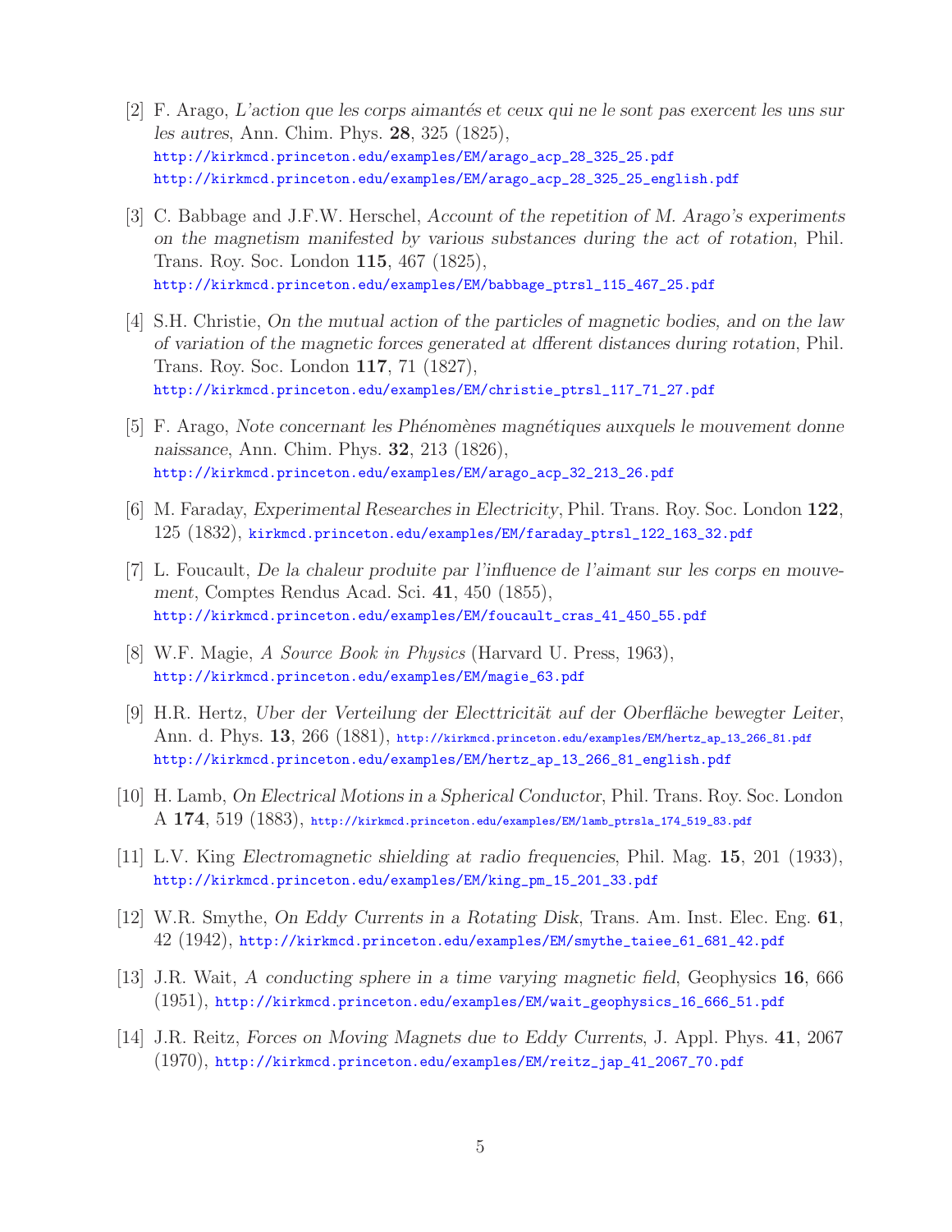[2] F. Arago, *L'action que les corps aimantés et ceux qui ne le sont pas exercent les uns sur les autres*, Ann. Chim. Phys. **28**, 325 (1825),
http://kirkmcd.princeton.edu/examples/EM/arago_acp_28_325_25.pdf
http://kirkmcd.princeton.edu/examples/EM/arago_acp_28_325_25_english.pdf

[3] C. Babbage and J.F.W. Herschel, *Account of the repetition of M. Arago's experiments on the magnetism manifested by various substances during the act of rotation*, Phil. Trans. Roy. Soc. London **115**, 467 (1825),
http://kirkmcd.princeton.edu/examples/EM/babbage_ptrsl_115_467_25.pdf

[4] S.H. Christie, *On the mutual action of the particles of magnetic bodies, and on the law of variation of the magnetic forces generated at dfferent distances during rotation*, Phil. Trans. Roy. Soc. London **117**, 71 (1827),
http://kirkmcd.princeton.edu/examples/EM/christie_ptrsl_117_71_27.pdf

[5] F. Arago, *Note concernant les Phénomènes magnétiques auxquels le mouvement donne naissance*, Ann. Chim. Phys. **32**, 213 (1826),
http://kirkmcd.princeton.edu/examples/EM/arago_acp_32_213_26.pdf

[6] M. Faraday, *Experimental Researches in Electricity*, Phil. Trans. Roy. Soc. London **122**, 125 (1832), kirkmcd.princeton.edu/examples/EM/faraday_ptrsl_122_163_32.pdf

[7] L. Foucault, *De la chaleur produite par l'influence de l'aimant sur les corps en mouvement*, Comptes Rendus Acad. Sci. **41**, 450 (1855),
http://kirkmcd.princeton.edu/examples/EM/foucault_cras_41_450_55.pdf

[8] W.F. Magie, *A Source Book in Physics* (Harvard U. Press, 1963),
http://kirkmcd.princeton.edu/examples/EM/magie_63.pdf

[9] H.R. Hertz, *Uber der Verteilung der Electtricität auf der Oberfläche bewegter Leiter*, Ann. d. Phys. **13**, 266 (1881), http://kirkmcd.princeton.edu/examples/EM/hertz_ap_13_266_81.pdf
http://kirkmcd.princeton.edu/examples/EM/hertz_ap_13_266_81_english.pdf

[10] H. Lamb, *On Electrical Motions in a Spherical Conductor*, Phil. Trans. Roy. Soc. London A **174**, 519 (1883), http://kirkmcd.princeton.edu/examples/EM/lamb_ptrsla_174_519_83.pdf

[11] L.V. King *Electromagnetic shielding at radio frequencies*, Phil. Mag. **15**, 201 (1933),
http://kirkmcd.princeton.edu/examples/EM/king_pm_15_201_33.pdf

[12] W.R. Smythe, *On Eddy Currents in a Rotating Disk*, Trans. Am. Inst. Elec. Eng. **61**, 42 (1942), http://kirkmcd.princeton.edu/examples/EM/smythe_taiee_61_681_42.pdf

[13] J.R. Wait, *A conducting sphere in a time varying magnetic field*, Geophysics **16**, 666 (1951), http://kirkmcd.princeton.edu/examples/EM/wait_geophysics_16_666_51.pdf

[14] J.R. Reitz, *Forces on Moving Magnets due to Eddy Currents*, J. Appl. Phys. **41**, 2067 (1970), http://kirkmcd.princeton.edu/examples/EM/reitz_jap_41_2067_70.pdf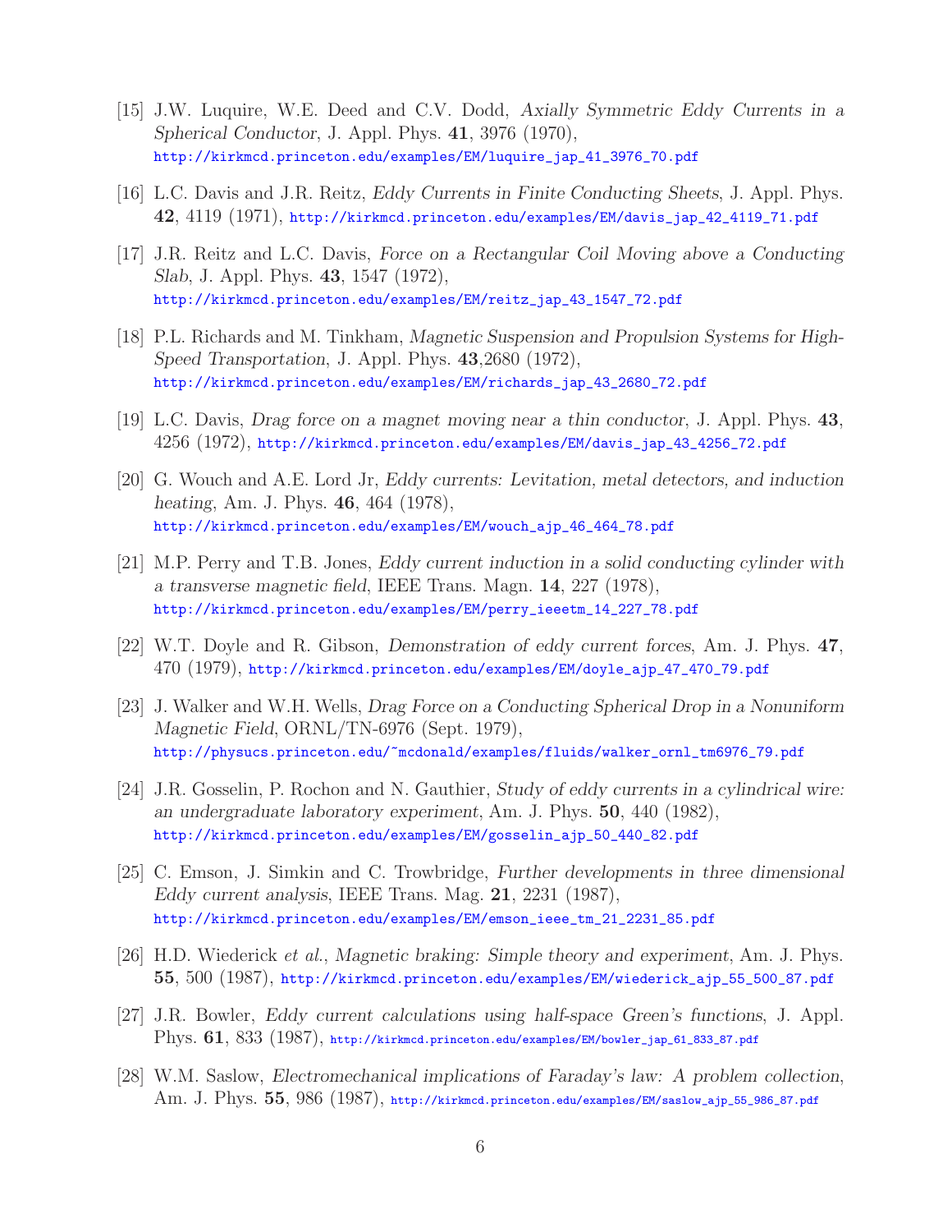[15] J.W. Luquire, W.E. Deed and C.V. Dodd, *Axially Symmetric Eddy Currents in a Spherical Conductor*, J. Appl. Phys. **41**, 3976 (1970), http://kirkmcd.princeton.edu/examples/EM/luquire_jap_41_3976_70.pdf

[16] L.C. Davis and J.R. Reitz, *Eddy Currents in Finite Conducting Sheets*, J. Appl. Phys. **42**, 4119 (1971), http://kirkmcd.princeton.edu/examples/EM/davis_jap_42_4119_71.pdf

[17] J.R. Reitz and L.C. Davis, *Force on a Rectangular Coil Moving above a Conducting Slab*, J. Appl. Phys. **43**, 1547 (1972), http://kirkmcd.princeton.edu/examples/EM/reitz_jap_43_1547_72.pdf

[18] P.L. Richards and M. Tinkham, *Magnetic Suspension and Propulsion Systems for High-Speed Transportation*, J. Appl. Phys. **43**,2680 (1972), http://kirkmcd.princeton.edu/examples/EM/richards_jap_43_2680_72.pdf

[19] L.C. Davis, *Drag force on a magnet moving near a thin conductor*, J. Appl. Phys. **43**, 4256 (1972), http://kirkmcd.princeton.edu/examples/EM/davis_jap_43_4256_72.pdf

[20] G. Wouch and A.E. Lord Jr, *Eddy currents: Levitation, metal detectors, and induction heating*, Am. J. Phys. **46**, 464 (1978), http://kirkmcd.princeton.edu/examples/EM/wouch_ajp_46_464_78.pdf

[21] M.P. Perry and T.B. Jones, *Eddy current induction in a solid conducting cylinder with a transverse magnetic field*, IEEE Trans. Magn. **14**, 227 (1978), http://kirkmcd.princeton.edu/examples/EM/perry_ieeetm_14_227_78.pdf

[22] W.T. Doyle and R. Gibson, *Demonstration of eddy current forces*, Am. J. Phys. **47**, 470 (1979), http://kirkmcd.princeton.edu/examples/EM/doyle_ajp_47_470_79.pdf

[23] J. Walker and W.H. Wells, *Drag Force on a Conducting Spherical Drop in a Nonuniform Magnetic Field*, ORNL/TN-6976 (Sept. 1979), http://physucs.princeton.edu/~mcdonald/examples/fluids/walker_ornl_tm6976_79.pdf

[24] J.R. Gosselin, P. Rochon and N. Gauthier, *Study of eddy currents in a cylindrical wire: an undergraduate laboratory experiment*, Am. J. Phys. **50**, 440 (1982), http://kirkmcd.princeton.edu/examples/EM/gosselin_ajp_50_440_82.pdf

[25] C. Emson, J. Simkin and C. Trowbridge, *Further developments in three dimensional Eddy current analysis*, IEEE Trans. Mag. **21**, 2231 (1987), http://kirkmcd.princeton.edu/examples/EM/emson_ieee_tm_21_2231_85.pdf

[26] H.D. Wiederick *et al.*, *Magnetic braking: Simple theory and experiment*, Am. J. Phys. **55**, 500 (1987), http://kirkmcd.princeton.edu/examples/EM/wiederick_ajp_55_500_87.pdf

[27] J.R. Bowler, *Eddy current calculations using half-space Green's functions*, J. Appl. Phys. **61**, 833 (1987), http://kirkmcd.princeton.edu/examples/EM/bowler_jap_61_833_87.pdf

[28] W.M. Saslow, *Electromechanical implications of Faraday's law: A problem collection*, Am. J. Phys. **55**, 986 (1987), http://kirkmcd.princeton.edu/examples/EM/saslow_ajp_55_986_87.pdf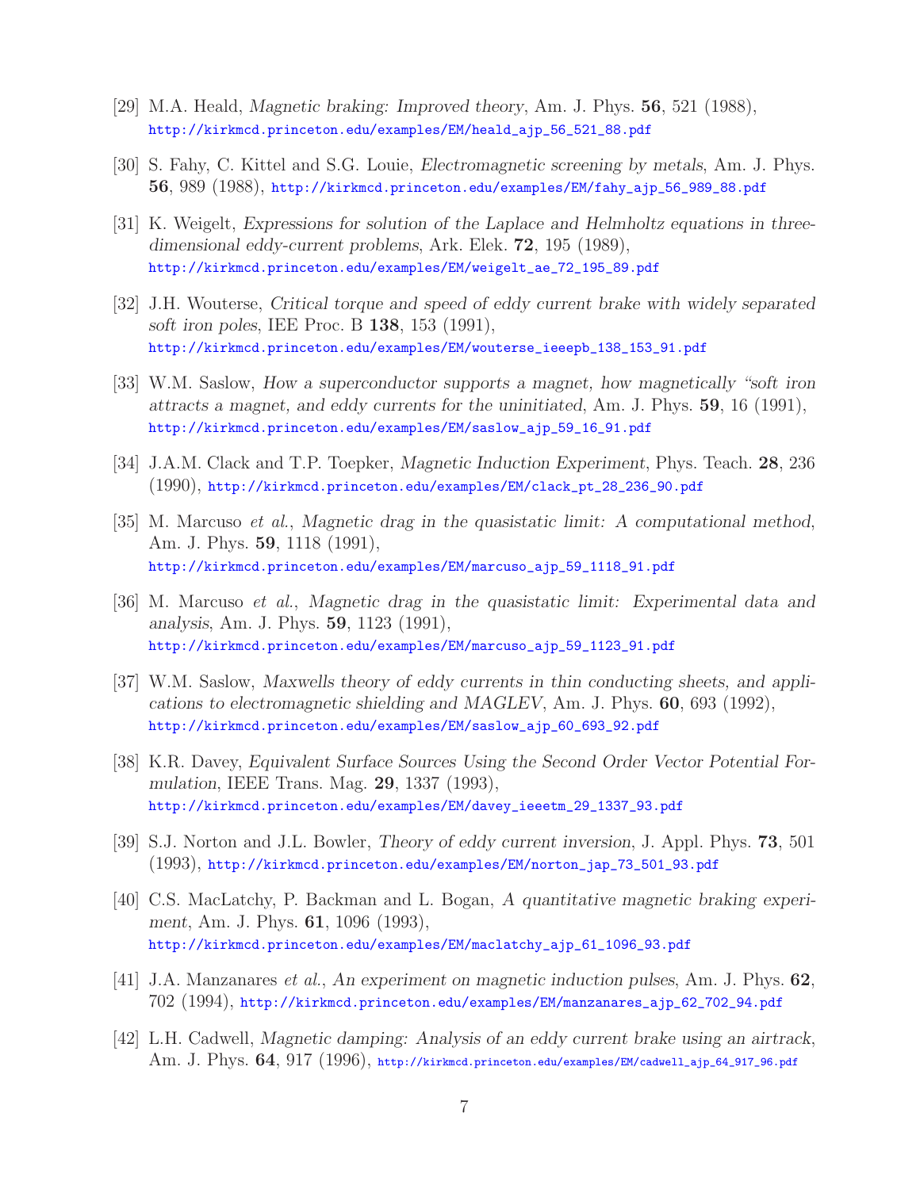[29] M.A. Heald, *Magnetic braking: Improved theory*, Am. J. Phys. **56**, 521 (1988), http://kirkmcd.princeton.edu/examples/EM/heald_ajp_56_521_88.pdf

[30] S. Fahy, C. Kittel and S.G. Louie, *Electromagnetic screening by metals*, Am. J. Phys. **56**, 989 (1988), http://kirkmcd.princeton.edu/examples/EM/fahy_ajp_56_989_88.pdf

[31] K. Weigelt, *Expressions for solution of the Laplace and Helmholtz equations in three-dimensional eddy-current problems*, Ark. Elek. **72**, 195 (1989), http://kirkmcd.princeton.edu/examples/EM/weigelt_ae_72_195_89.pdf

[32] J.H. Wouterse, *Critical torque and speed of eddy current brake with widely separated soft iron poles*, IEE Proc. B **138**, 153 (1991), http://kirkmcd.princeton.edu/examples/EM/wouterse_ieeepb_138_153_91.pdf

[33] W.M. Saslow, *How a superconductor supports a magnet, how magnetically "soft iron attracts a magnet, and eddy currents for the uninitiated*, Am. J. Phys. **59**, 16 (1991), http://kirkmcd.princeton.edu/examples/EM/saslow_ajp_59_16_91.pdf

[34] J.A.M. Clack and T.P. Toepker, *Magnetic Induction Experiment*, Phys. Teach. **28**, 236 (1990), http://kirkmcd.princeton.edu/examples/EM/clack_pt_28_236_90.pdf

[35] M. Marcuso *et al.*, *Magnetic drag in the quasistatic limit: A computational method*, Am. J. Phys. **59**, 1118 (1991), http://kirkmcd.princeton.edu/examples/EM/marcuso_ajp_59_1118_91.pdf

[36] M. Marcuso *et al.*, *Magnetic drag in the quasistatic limit: Experimental data and analysis*, Am. J. Phys. **59**, 1123 (1991), http://kirkmcd.princeton.edu/examples/EM/marcuso_ajp_59_1123_91.pdf

[37] W.M. Saslow, *Maxwells theory of eddy currents in thin conducting sheets, and applications to electromagnetic shielding and MAGLEV*, Am. J. Phys. **60**, 693 (1992), http://kirkmcd.princeton.edu/examples/EM/saslow_ajp_60_693_92.pdf

[38] K.R. Davey, *Equivalent Surface Sources Using the Second Order Vector Potential Formulation*, IEEE Trans. Mag. **29**, 1337 (1993), http://kirkmcd.princeton.edu/examples/EM/davey_ieeetm_29_1337_93.pdf

[39] S.J. Norton and J.L. Bowler, *Theory of eddy current inversion*, J. Appl. Phys. **73**, 501 (1993), http://kirkmcd.princeton.edu/examples/EM/norton_jap_73_501_93.pdf

[40] C.S. MacLatchy, P. Backman and L. Bogan, *A quantitative magnetic braking experiment*, Am. J. Phys. **61**, 1096 (1993), http://kirkmcd.princeton.edu/examples/EM/maclatchy_ajp_61_1096_93.pdf

[41] J.A. Manzanares *et al.*, *An experiment on magnetic induction pulses*, Am. J. Phys. **62**, 702 (1994), http://kirkmcd.princeton.edu/examples/EM/manzanares_ajp_62_702_94.pdf

[42] L.H. Cadwell, *Magnetic damping: Analysis of an eddy current brake using an airtrack*, Am. J. Phys. **64**, 917 (1996), http://kirkmcd.princeton.edu/examples/EM/cadwell_ajp_64_917_96.pdf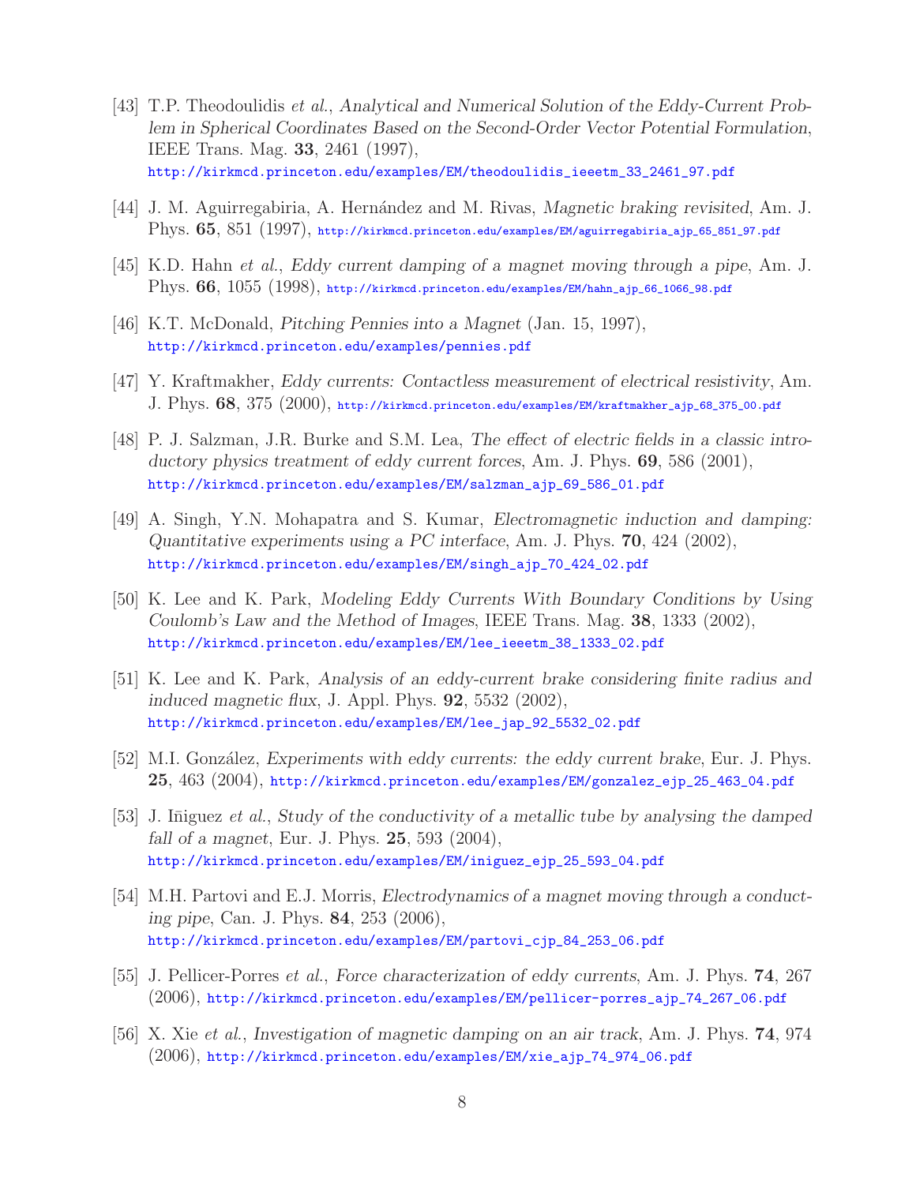[43] T.P. Theodoulidis *et al.*, *Analytical and Numerical Solution of the Eddy-Current Problem in Spherical Coordinates Based on the Second-Order Vector Potential Formulation*, IEEE Trans. Mag. **33**, 2461 (1997), http://kirkmcd.princeton.edu/examples/EM/theodoulidis_ieeetm_33_2461_97.pdf

[44] J. M. Aguirregabiria, A. Hernández and M. Rivas, *Magnetic braking revisited*, Am. J. Phys. **65**, 851 (1997), http://kirkmcd.princeton.edu/examples/EM/aguirregabiria_ajp_65_851_97.pdf

[45] K.D. Hahn *et al.*, *Eddy current damping of a magnet moving through a pipe*, Am. J. Phys. **66**, 1055 (1998), http://kirkmcd.princeton.edu/examples/EM/hahn_ajp_66_1066_98.pdf

[46] K.T. McDonald, *Pitching Pennies into a Magnet* (Jan. 15, 1997), http://kirkmcd.princeton.edu/examples/pennies.pdf

[47] Y. Kraftmakher, *Eddy currents: Contactless measurement of electrical resistivity*, Am. J. Phys. **68**, 375 (2000), http://kirkmcd.princeton.edu/examples/EM/kraftmakher_ajp_68_375_00.pdf

[48] P. J. Salzman, J.R. Burke and S.M. Lea, *The effect of electric fields in a classic introductory physics treatment of eddy current forces*, Am. J. Phys. **69**, 586 (2001), http://kirkmcd.princeton.edu/examples/EM/salzman_ajp_69_586_01.pdf

[49] A. Singh, Y.N. Mohapatra and S. Kumar, *Electromagnetic induction and damping: Quantitative experiments using a PC interface*, Am. J. Phys. **70**, 424 (2002), http://kirkmcd.princeton.edu/examples/EM/singh_ajp_70_424_02.pdf

[50] K. Lee and K. Park, *Modeling Eddy Currents With Boundary Conditions by Using Coulomb's Law and the Method of Images*, IEEE Trans. Mag. **38**, 1333 (2002), http://kirkmcd.princeton.edu/examples/EM/lee_ieeetm_38_1333_02.pdf

[51] K. Lee and K. Park, *Analysis of an eddy-current brake considering finite radius and induced magnetic flux*, J. Appl. Phys. **92**, 5532 (2002), http://kirkmcd.princeton.edu/examples/EM/lee_jap_92_5532_02.pdf

[52] M.I. González, *Experiments with eddy currents: the eddy current brake*, Eur. J. Phys. **25**, 463 (2004), http://kirkmcd.princeton.edu/examples/EM/gonzalez_ejp_25_463_04.pdf

[53] J. Iñiguez *et al.*, *Study of the conductivity of a metallic tube by analysing the damped fall of a magnet*, Eur. J. Phys. **25**, 593 (2004), http://kirkmcd.princeton.edu/examples/EM/iniguez_ejp_25_593_04.pdf

[54] M.H. Partovi and E.J. Morris, *Electrodynamics of a magnet moving through a conducting pipe*, Can. J. Phys. **84**, 253 (2006), http://kirkmcd.princeton.edu/examples/EM/partovi_cjp_84_253_06.pdf

[55] J. Pellicer-Porres *et al.*, *Force characterization of eddy currents*, Am. J. Phys. **74**, 267 (2006), http://kirkmcd.princeton.edu/examples/EM/pellicer-porres_ajp_74_267_06.pdf

[56] X. Xie *et al.*, *Investigation of magnetic damping on an air track*, Am. J. Phys. **74**, 974 (2006), http://kirkmcd.princeton.edu/examples/EM/xie_ajp_74_974_06.pdf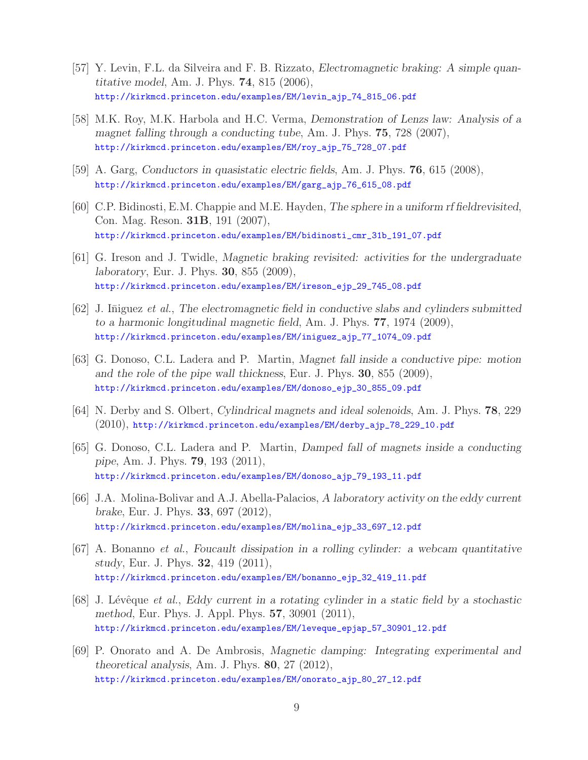[57] Y. Levin, F.L. da Silveira and F. B. Rizzato, *Electromagnetic braking: A simple quantitative model*, Am. J. Phys. **74**, 815 (2006),
http://kirkmcd.princeton.edu/examples/EM/levin_ajp_74_815_06.pdf

[58] M.K. Roy, M.K. Harbola and H.C. Verma, *Demonstration of Lenzs law: Analysis of a magnet falling through a conducting tube*, Am. J. Phys. **75**, 728 (2007),
http://kirkmcd.princeton.edu/examples/EM/roy_ajp_75_728_07.pdf

[59] A. Garg, *Conductors in quasistatic electric fields*, Am. J. Phys. **76**, 615 (2008),
http://kirkmcd.princeton.edu/examples/EM/garg_ajp_76_615_08.pdf

[60] C.P. Bidinosti, E.M. Chappie and M.E. Hayden, *The sphere in a uniform rf fieldrevisited*, Con. Mag. Reson. **31B**, 191 (2007),
http://kirkmcd.princeton.edu/examples/EM/bidinosti_cmr_31b_191_07.pdf

[61] G. Ireson and J. Twidle, *Magnetic braking revisited: activities for the undergraduate laboratory*, Eur. J. Phys. **30**, 855 (2009),
http://kirkmcd.princeton.edu/examples/EM/ireson_ejp_29_745_08.pdf

[62] J. Iñiguez *et al.*, *The electromagnetic field in conductive slabs and cylinders submitted to a harmonic longitudinal magnetic field*, Am. J. Phys. **77**, 1974 (2009),
http://kirkmcd.princeton.edu/examples/EM/iniguez_ajp_77_1074_09.pdf

[63] G. Donoso, C.L. Ladera and P. Martin, *Magnet fall inside a conductive pipe: motion and the role of the pipe wall thickness*, Eur. J. Phys. **30**, 855 (2009),
http://kirkmcd.princeton.edu/examples/EM/donoso_ejp_30_855_09.pdf

[64] N. Derby and S. Olbert, *Cylindrical magnets and ideal solenoids*, Am. J. Phys. **78**, 229 (2010), http://kirkmcd.princeton.edu/examples/EM/derby_ajp_78_229_10.pdf

[65] G. Donoso, C.L. Ladera and P. Martin, *Damped fall of magnets inside a conducting pipe*, Am. J. Phys. **79**, 193 (2011),
http://kirkmcd.princeton.edu/examples/EM/donoso_ajp_79_193_11.pdf

[66] J.A. Molina-Bolivar and A.J. Abella-Palacios, *A laboratory activity on the eddy current brake*, Eur. J. Phys. **33**, 697 (2012),
http://kirkmcd.princeton.edu/examples/EM/molina_ejp_33_697_12.pdf

[67] A. Bonanno *et al.*, *Foucault dissipation in a rolling cylinder: a webcam quantitative study*, Eur. J. Phys. **32**, 419 (2011),
http://kirkmcd.princeton.edu/examples/EM/bonanno_ejp_32_419_11.pdf

[68] J. Lévêque *et al.*, *Eddy current in a rotating cylinder in a static field by a stochastic method*, Eur. Phys. J. Appl. Phys. **57**, 30901 (2011),
http://kirkmcd.princeton.edu/examples/EM/leveque_epjap_57_30901_12.pdf

[69] P. Onorato and A. De Ambrosis, *Magnetic damping: Integrating experimental and theoretical analysis*, Am. J. Phys. **80**, 27 (2012),
http://kirkmcd.princeton.edu/examples/EM/onorato_ajp_80_27_12.pdf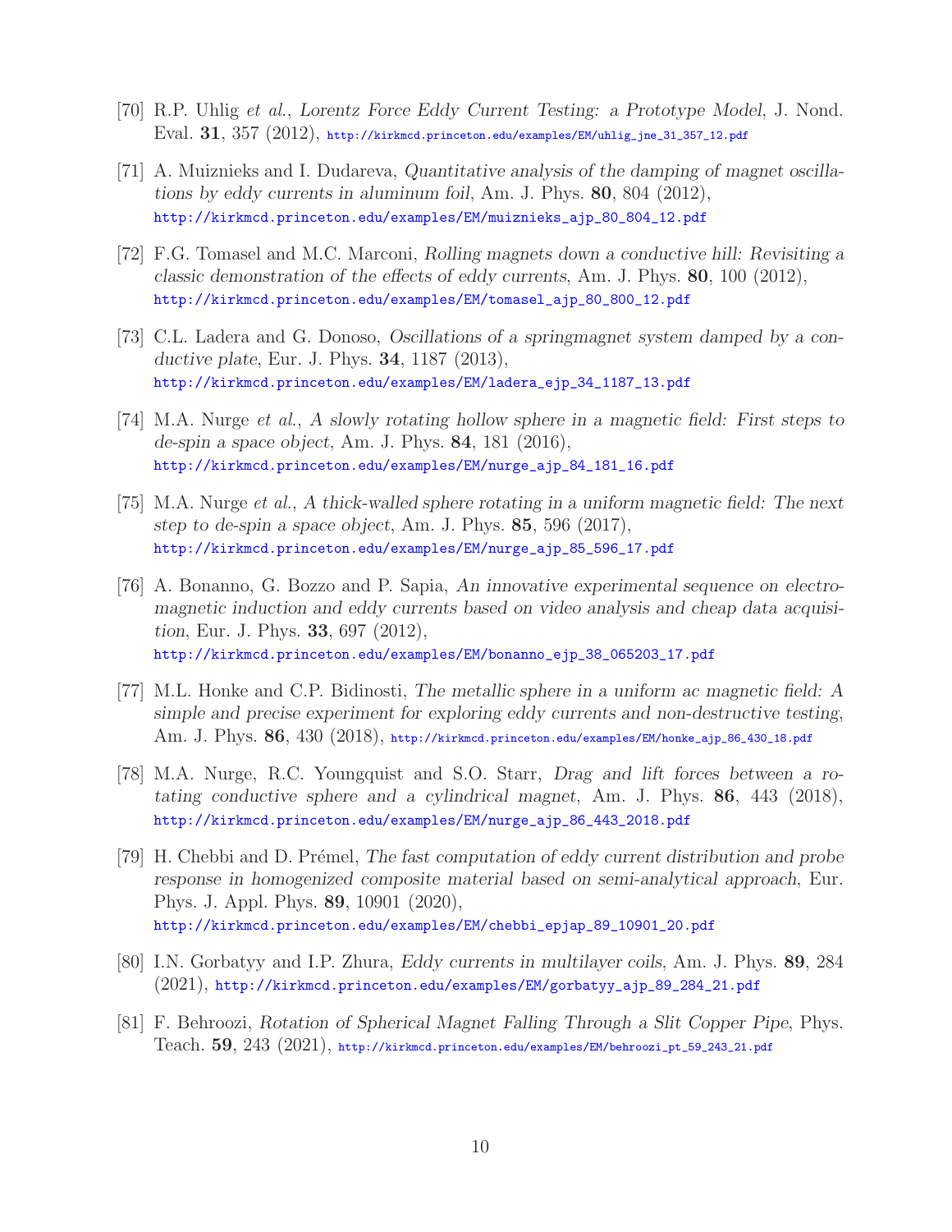[70] R.P. Uhlig *et al.*, *Lorentz Force Eddy Current Testing: a Prototype Model*, J. Nond. Eval. **31**, 357 (2012), http://kirkmcd.princeton.edu/examples/EM/uhlig_jne_31_357_12.pdf

[71] A. Muiznieks and I. Dudareva, *Quantitative analysis of the damping of magnet oscillations by eddy currents in aluminum foil*, Am. J. Phys. **80**, 804 (2012), http://kirkmcd.princeton.edu/examples/EM/muiznieks_ajp_80_804_12.pdf

[72] F.G. Tomasel and M.C. Marconi, *Rolling magnets down a conductive hill: Revisiting a classic demonstration of the effects of eddy currents*, Am. J. Phys. **80**, 100 (2012), http://kirkmcd.princeton.edu/examples/EM/tomasel_ajp_80_800_12.pdf

[73] C.L. Ladera and G. Donoso, *Oscillations of a springmagnet system damped by a conductive plate*, Eur. J. Phys. **34**, 1187 (2013), http://kirkmcd.princeton.edu/examples/EM/ladera_ejp_34_1187_13.pdf

[74] M.A. Nurge *et al.*, *A slowly rotating hollow sphere in a magnetic field: First steps to de-spin a space object*, Am. J. Phys. **84**, 181 (2016), http://kirkmcd.princeton.edu/examples/EM/nurge_ajp_84_181_16.pdf

[75] M.A. Nurge *et al.*, *A thick-walled sphere rotating in a uniform magnetic field: The next step to de-spin a space object*, Am. J. Phys. **85**, 596 (2017), http://kirkmcd.princeton.edu/examples/EM/nurge_ajp_85_596_17.pdf

[76] A. Bonanno, G. Bozzo and P. Sapia, *An innovative experimental sequence on electromagnetic induction and eddy currents based on video analysis and cheap data acquisition*, Eur. J. Phys. **33**, 697 (2012), http://kirkmcd.princeton.edu/examples/EM/bonanno_ejp_38_065203_17.pdf

[77] M.L. Honke and C.P. Bidinosti, *The metallic sphere in a uniform ac magnetic field: A simple and precise experiment for exploring eddy currents and non-destructive testing*, Am. J. Phys. **86**, 430 (2018), http://kirkmcd.princeton.edu/examples/EM/honke_ajp_86_430_18.pdf

[78] M.A. Nurge, R.C. Youngquist and S.O. Starr, *Drag and lift forces between a rotating conductive sphere and a cylindrical magnet*, Am. J. Phys. **86**, 443 (2018), http://kirkmcd.princeton.edu/examples/EM/nurge_ajp_86_443_2018.pdf

[79] H. Chebbi and D. Prémel, *The fast computation of eddy current distribution and probe response in homogenized composite material based on semi-analytical approach*, Eur. Phys. J. Appl. Phys. **89**, 10901 (2020), http://kirkmcd.princeton.edu/examples/EM/chebbi_epjap_89_10901_20.pdf

[80] I.N. Gorbatyy and I.P. Zhura, *Eddy currents in multilayer coils*, Am. J. Phys. **89**, 284 (2021), http://kirkmcd.princeton.edu/examples/EM/gorbatyy_ajp_89_284_21.pdf

[81] F. Behroozi, *Rotation of Spherical Magnet Falling Through a Slit Copper Pipe*, Phys. Teach. **59**, 243 (2021), http://kirkmcd.princeton.edu/examples/EM/behroozi_pt_59_243_21.pdf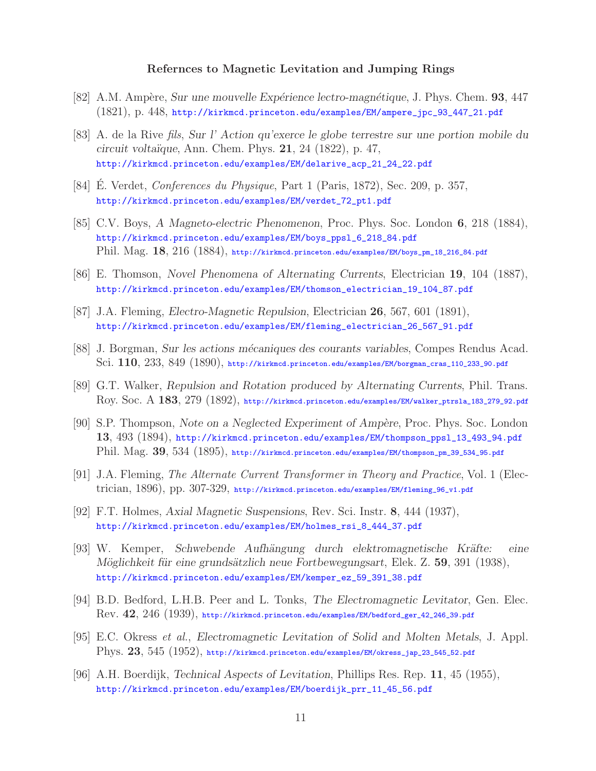### Refernces to Magnetic Levitation and Jumping Rings

[82] A.M. Ampère, *Sur une mouvelle Expérience lectro-magnétique*, J. Phys. Chem. **93**, 447 (1821), p. 448, http://kirkmcd.princeton.edu/examples/EM/ampere_jpc_93_447_21.pdf

[83] A. de la Rive *fils*, *Sur l' Action qu'exerce le globe terrestre sur une portion mobile du circuit voltaïque*, Ann. Chem. Phys. **21**, 24 (1822), p. 47, http://kirkmcd.princeton.edu/examples/EM/delarive_acp_21_24_22.pdf

[84] É. Verdet, *Conferences du Physique*, Part 1 (Paris, 1872), Sec. 209, p. 357, http://kirkmcd.princeton.edu/examples/EM/verdet_72_pt1.pdf

[85] C.V. Boys, *A Magneto-electric Phenomenon*, Proc. Phys. Soc. London **6**, 218 (1884), http://kirkmcd.princeton.edu/examples/EM/boys_ppsl_6_218_84.pdf
Phil. Mag. **18**, 216 (1884), http://kirkmcd.princeton.edu/examples/EM/boys_pm_18_216_84.pdf

[86] E. Thomson, *Novel Phenomena of Alternating Currents*, Electrician **19**, 104 (1887), http://kirkmcd.princeton.edu/examples/EM/thomson_electrician_19_104_87.pdf

[87] J.A. Fleming, *Electro-Magnetic Repulsion*, Electrician **26**, 567, 601 (1891), http://kirkmcd.princeton.edu/examples/EM/fleming_electrician_26_567_91.pdf

[88] J. Borgman, *Sur les actions mécaniques des courants variables*, Compes Rendus Acad. Sci. **110**, 233, 849 (1890), http://kirkmcd.princeton.edu/examples/EM/borgman_cras_110_233_90.pdf

[89] G.T. Walker, *Repulsion and Rotation produced by Alternating Currents*, Phil. Trans. Roy. Soc. A **183**, 279 (1892), http://kirkmcd.princeton.edu/examples/EM/walker_ptrsla_183_279_92.pdf

[90] S.P. Thompson, *Note on a Neglected Experiment of Ampère*, Proc. Phys. Soc. London **13**, 493 (1894), http://kirkmcd.princeton.edu/examples/EM/thompson_ppsl_13_493_94.pdf
Phil. Mag. **39**, 534 (1895), http://kirkmcd.princeton.edu/examples/EM/thompson_pm_39_534_95.pdf

[91] J.A. Fleming, *The Alternate Current Transformer in Theory and Practice*, Vol. 1 (Electrician, 1896), pp. 307-329, http://kirkmcd.princeton.edu/examples/EM/fleming_96_v1.pdf

[92] F.T. Holmes, *Axial Magnetic Suspensions*, Rev. Sci. Instr. **8**, 444 (1937), http://kirkmcd.princeton.edu/examples/EM/holmes_rsi_8_444_37.pdf

[93] W. Kemper, *Schwebende Aufhängung durch elektromagnetische Kräfte: eine Möglichkeit für eine grundsätzlich neue Fortbewegungsart*, Elek. Z. **59**, 391 (1938), http://kirkmcd.princeton.edu/examples/EM/kemper_ez_59_391_38.pdf

[94] B.D. Bedford, L.H.B. Peer and L. Tonks, *The Electromagnetic Levitator*, Gen. Elec. Rev. **42**, 246 (1939), http://kirkmcd.princeton.edu/examples/EM/bedford_ger_42_246_39.pdf

[95] E.C. Okress *et al.*, *Electromagnetic Levitation of Solid and Molten Metals*, J. Appl. Phys. **23**, 545 (1952), http://kirkmcd.princeton.edu/examples/EM/okress_jap_23_545_52.pdf

[96] A.H. Boerdijk, *Technical Aspects of Levitation*, Phillips Res. Rep. **11**, 45 (1955), http://kirkmcd.princeton.edu/examples/EM/boerdijk_prr_11_45_56.pdf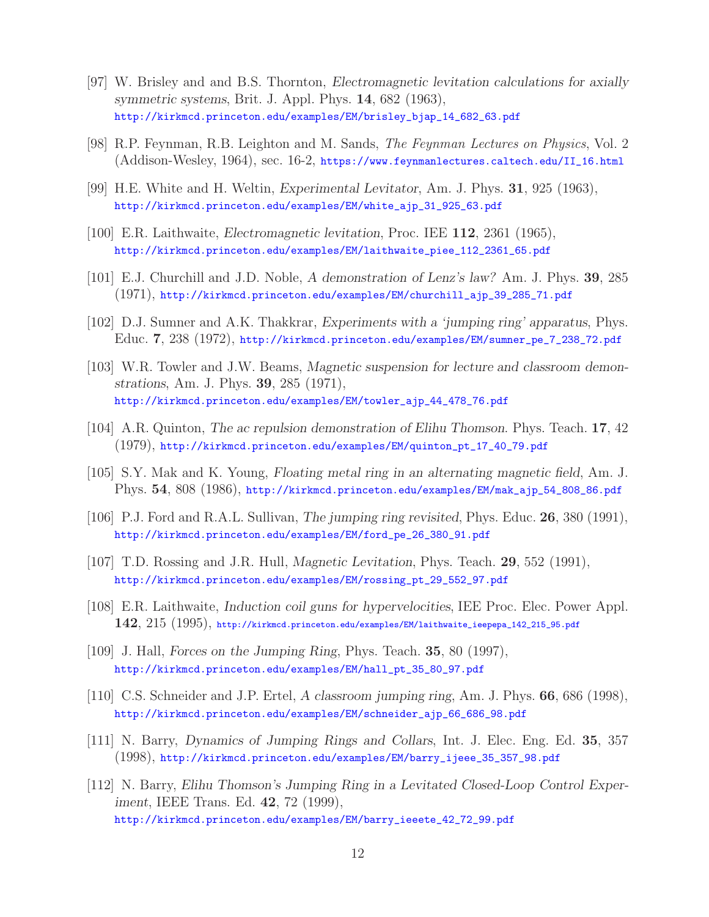[97] W. Brisley and and B.S. Thornton, *Electromagnetic levitation calculations for axially symmetric systems*, Brit. J. Appl. Phys. **14**, 682 (1963),
http://kirkmcd.princeton.edu/examples/EM/brisley_bjap_14_682_63.pdf

[98] R.P. Feynman, R.B. Leighton and M. Sands, *The Feynman Lectures on Physics*, Vol. 2 (Addison-Wesley, 1964), sec. 16-2, https://www.feynmanlectures.caltech.edu/II_16.html

[99] H.E. White and H. Weltin, *Experimental Levitator*, Am. J. Phys. **31**, 925 (1963),
http://kirkmcd.princeton.edu/examples/EM/white_ajp_31_925_63.pdf

[100] E.R. Laithwaite, *Electromagnetic levitation*, Proc. IEE **112**, 2361 (1965),
http://kirkmcd.princeton.edu/examples/EM/laithwaite_piee_112_2361_65.pdf

[101] E.J. Churchill and J.D. Noble, *A demonstration of Lenz's law?* Am. J. Phys. **39**, 285 (1971), http://kirkmcd.princeton.edu/examples/EM/churchill_ajp_39_285_71.pdf

[102] D.J. Sumner and A.K. Thakkrar, *Experiments with a 'jumping ring' apparatus*, Phys. Educ. **7**, 238 (1972), http://kirkmcd.princeton.edu/examples/EM/sumner_pe_7_238_72.pdf

[103] W.R. Towler and J.W. Beams, *Magnetic suspension for lecture and classroom demonstrations*, Am. J. Phys. **39**, 285 (1971),
http://kirkmcd.princeton.edu/examples/EM/towler_ajp_44_478_76.pdf

[104] A.R. Quinton, *The ac repulsion demonstration of Elihu Thomson*. Phys. Teach. **17**, 42 (1979), http://kirkmcd.princeton.edu/examples/EM/quinton_pt_17_40_79.pdf

[105] S.Y. Mak and K. Young, *Floating metal ring in an alternating magnetic field*, Am. J. Phys. **54**, 808 (1986), http://kirkmcd.princeton.edu/examples/EM/mak_ajp_54_808_86.pdf

[106] P.J. Ford and R.A.L. Sullivan, *The jumping ring revisited*, Phys. Educ. **26**, 380 (1991),
http://kirkmcd.princeton.edu/examples/EM/ford_pe_26_380_91.pdf

[107] T.D. Rossing and J.R. Hull, *Magnetic Levitation*, Phys. Teach. **29**, 552 (1991),
http://kirkmcd.princeton.edu/examples/EM/rossing_pt_29_552_97.pdf

[108] E.R. Laithwaite, *Induction coil guns for hypervelocities*, IEE Proc. Elec. Power Appl. **142**, 215 (1995), http://kirkmcd.princeton.edu/examples/EM/laithwaite_ieepepa_142_215_95.pdf

[109] J. Hall, *Forces on the Jumping Ring*, Phys. Teach. **35**, 80 (1997),
http://kirkmcd.princeton.edu/examples/EM/hall_pt_35_80_97.pdf

[110] C.S. Schneider and J.P. Ertel, *A classroom jumping ring*, Am. J. Phys. **66**, 686 (1998),
http://kirkmcd.princeton.edu/examples/EM/schneider_ajp_66_686_98.pdf

[111] N. Barry, *Dynamics of Jumping Rings and Collars*, Int. J. Elec. Eng. Ed. **35**, 357 (1998), http://kirkmcd.princeton.edu/examples/EM/barry_ijeee_35_357_98.pdf

[112] N. Barry, *Elihu Thomson's Jumping Ring in a Levitated Closed-Loop Control Experiment*, IEEE Trans. Ed. **42**, 72 (1999),
http://kirkmcd.princeton.edu/examples/EM/barry_ieeete_42_72_99.pdf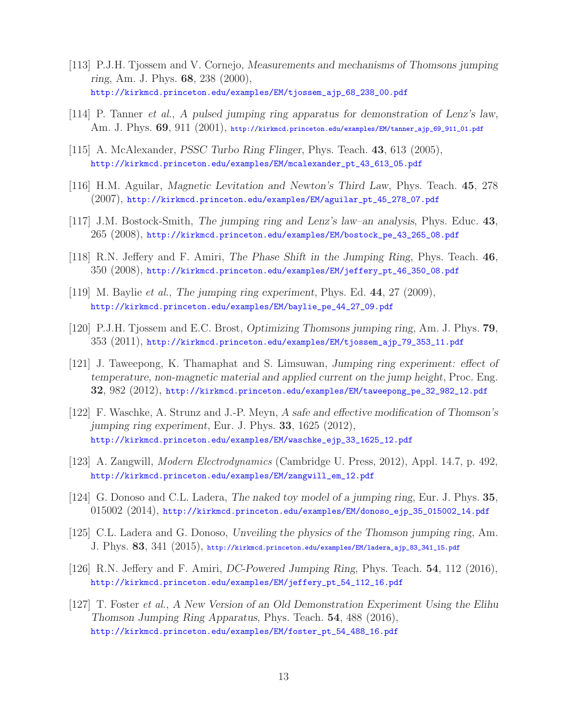[113] P.J.H. Tjossem and V. Cornejo, *Measurements and mechanisms of Thomsons jumping ring*, Am. J. Phys. **68**, 238 (2000), http://kirkmcd.princeton.edu/examples/EM/tjossem_ajp_68_238_00.pdf

[114] P. Tanner *et al.*, *A pulsed jumping ring apparatus for demonstration of Lenz's law*, Am. J. Phys. **69**, 911 (2001), http://kirkmcd.princeton.edu/examples/EM/tanner_ajp_69_911_01.pdf

[115] A. McAlexander, *PSSC Turbo Ring Flinger*, Phys. Teach. **43**, 613 (2005), http://kirkmcd.princeton.edu/examples/EM/mcalexander_pt_43_613_05.pdf

[116] H.M. Aguilar, *Magnetic Levitation and Newton's Third Law*, Phys. Teach. **45**, 278 (2007), http://kirkmcd.princeton.edu/examples/EM/aguilar_pt_45_278_07.pdf

[117] J.M. Bostock-Smith, *The jumping ring and Lenz's law–an analysis*, Phys. Educ. **43**, 265 (2008), http://kirkmcd.princeton.edu/examples/EM/bostock_pe_43_265_08.pdf

[118] R.N. Jeffery and F. Amiri, *The Phase Shift in the Jumping Ring*, Phys. Teach. **46**, 350 (2008), http://kirkmcd.princeton.edu/examples/EM/jeffery_pt_46_350_08.pdf

[119] M. Baylie *et al.*, *The jumping ring experiment*, Phys. Ed. **44**, 27 (2009), http://kirkmcd.princeton.edu/examples/EM/baylie_pe_44_27_09.pdf

[120] P.J.H. Tjossem and E.C. Brost, *Optimizing Thomsons jumping ring*, Am. J. Phys. **79**, 353 (2011), http://kirkmcd.princeton.edu/examples/EM/tjossem_ajp_79_353_11.pdf

[121] J. Taweepong, K. Thamaphat and S. Limsuwan, *Jumping ring experiment: effect of temperature, non-magnetic material and applied current on the jump height*, Proc. Eng. **32**, 982 (2012), http://kirkmcd.princeton.edu/examples/EM/taweepong_pe_32_982_12.pdf

[122] F. Waschke, A. Strunz and J.-P. Meyn, *A safe and effective modification of Thomson's jumping ring experiment*, Eur. J. Phys. **33**, 1625 (2012), http://kirkmcd.princeton.edu/examples/EM/waschke_ejp_33_1625_12.pdf

[123] A. Zangwill, *Modern Electrodynamics* (Cambridge U. Press, 2012), Appl. 14.7, p. 492, http://kirkmcd.princeton.edu/examples/EM/zangwill_em_12.pdf

[124] G. Donoso and C.L. Ladera, *The naked toy model of a jumping ring*, Eur. J. Phys. **35**, 015002 (2014), http://kirkmcd.princeton.edu/examples/EM/donoso_ejp_35_015002_14.pdf

[125] C.L. Ladera and G. Donoso, *Unveiling the physics of the Thomson jumping ring*, Am. J. Phys. **83**, 341 (2015), http://kirkmcd.princeton.edu/examples/EM/ladera_ajp_83_341_15.pdf

[126] R.N. Jeffery and F. Amiri, *DC-Powered Jumping Ring*, Phys. Teach. **54**, 112 (2016), http://kirkmcd.princeton.edu/examples/EM/jeffery_pt_54_112_16.pdf

[127] T. Foster *et al.*, *A New Version of an Old Demonstration Experiment Using the Elihu Thomson Jumping Ring Apparatus*, Phys. Teach. **54**, 488 (2016), http://kirkmcd.princeton.edu/examples/EM/foster_pt_54_488_16.pdf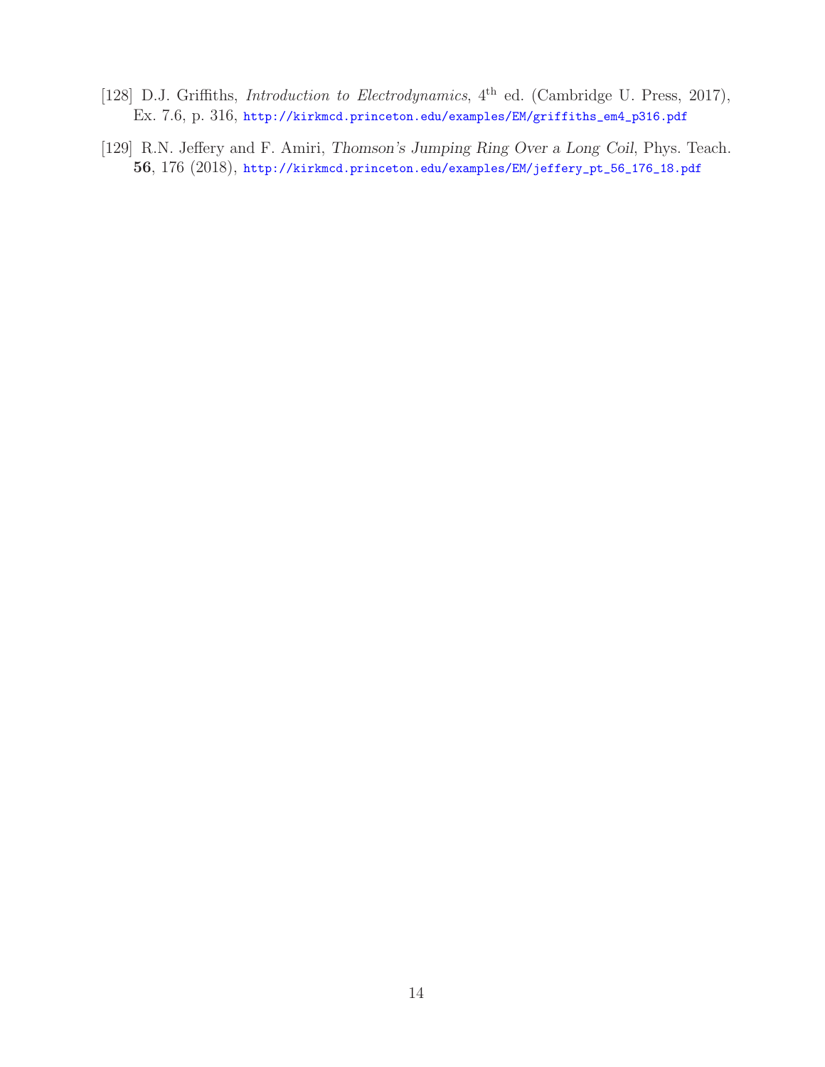[128] D.J. Griffiths, *Introduction to Electrodynamics*, 4th ed. (Cambridge U. Press, 2017), Ex. 7.6, p. 316, http://kirkmcd.princeton.edu/examples/EM/griffiths_em4_p316.pdf

[129] R.N. Jeffery and F. Amiri, *Thomson's Jumping Ring Over a Long Coil*, Phys. Teach. **56**, 176 (2018), http://kirkmcd.princeton.edu/examples/EM/jeffery_pt_56_176_18.pdf